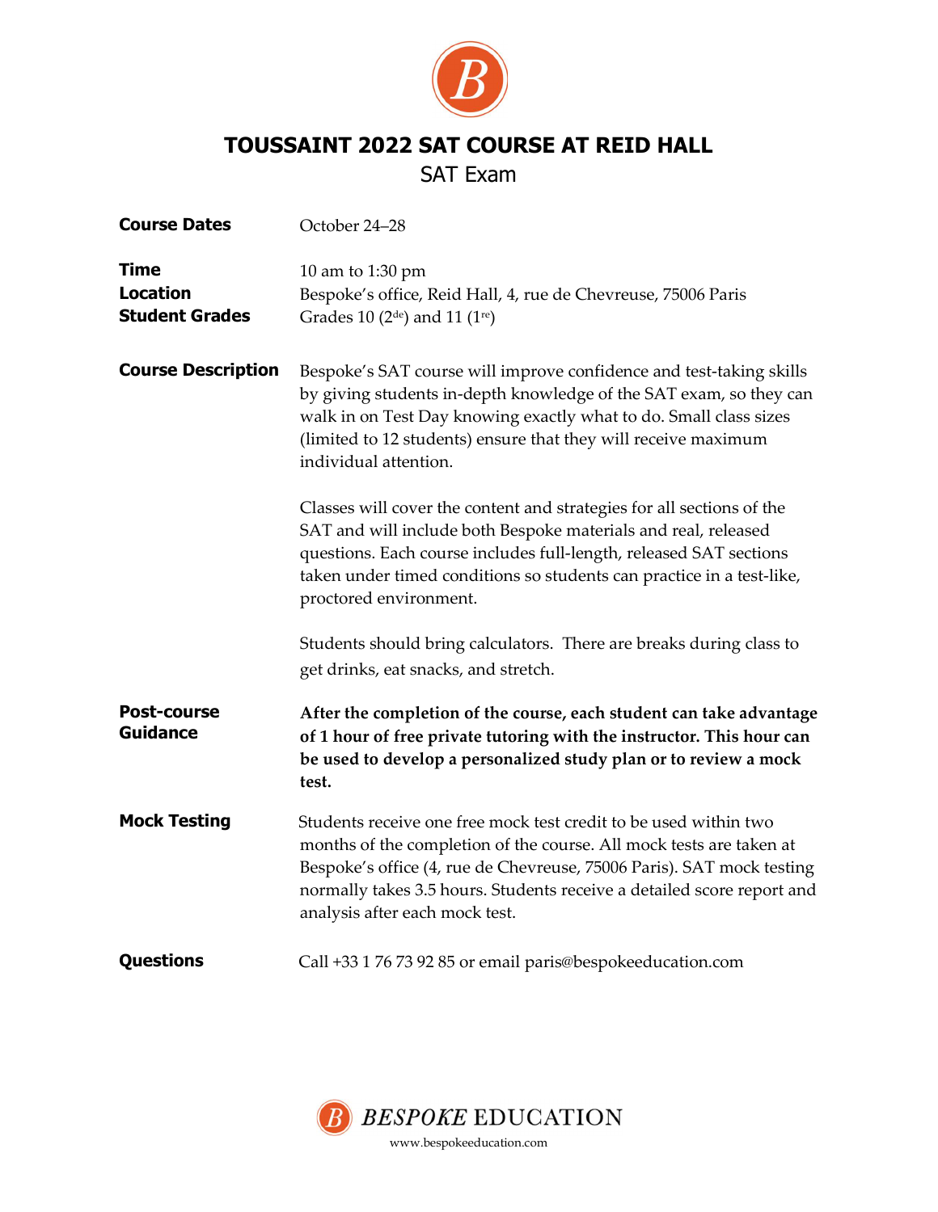# TOUSSAINT 2022 SAT COURSE AT REID HALL

## SAT Exam

**Course Dates** October 24–28

**Time** 10 am to 1:30 pm

**Location** Bespoke's office, Reid Hall, 4, rue de Chevreuse, 75006 Paris

**Student Grades** Grades 10 (2[de]) and 11 (1[re])

**Course Description**

Bespoke's SAT course will improve confidence and test-taking skills by giving students in-depth knowledge of the SAT exam, so they can walk in on Test Day knowing exactly what to do. Small class sizes (limited to 12 students) ensure that they will receive maximum individual attention.

Classes will cover the content and strategies for all sections of the SAT and will include both Bespoke materials and real, released questions. Each course includes full-length, released SAT sections taken under timed conditions so students can practice in a test-like, proctored environment.

Students should bring calculators. There are breaks during class to get drinks, eat snacks, and stretch.

**Post-course Guidance**

**After the completion of the course, each student can take advantage of 1 hour of free private tutoring with the instructor. This hour can be used to develop a personalized study plan or to review a mock test.**

**Mock Testing**

Students receive one free mock test credit to be used within two months of the completion of the course. All mock tests are taken at Bespoke's office (4, rue de Chevreuse, 75006 Paris). SAT mock testing normally takes 3.5 hours. Students receive a detailed score report and analysis after each mock test.

**Questions** Call +33 1 76 73 92 85 or email paris@bespokeeducation.com

*BESPOKE* EDUCATION
www.bespokeeducation.com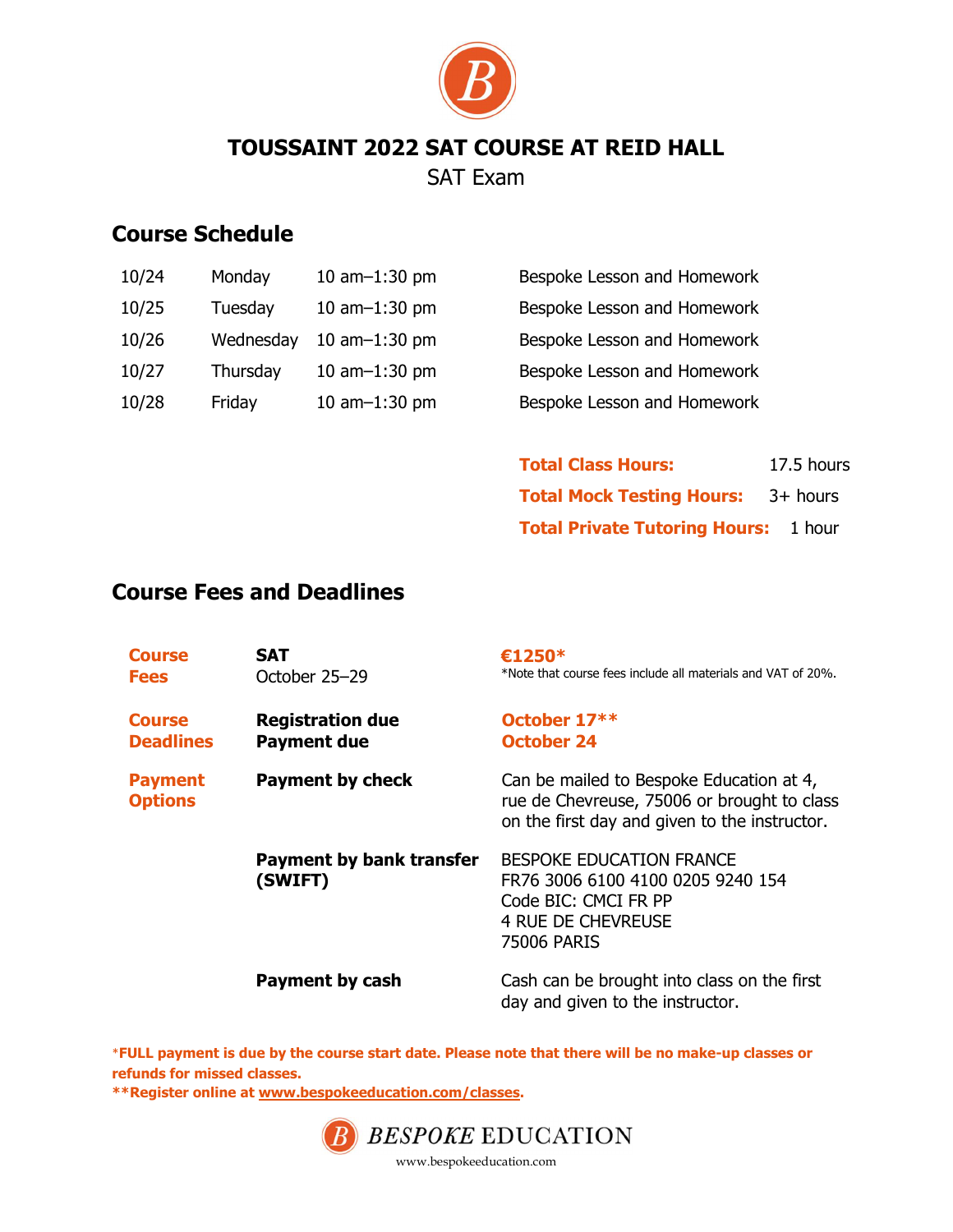# TOUSSAINT 2022 SAT COURSE AT REID HALL

SAT Exam

## Course Schedule

| | | | |
|---|---|---|---|
| 10/24 | Monday | 10 am–1:30 pm | Bespoke Lesson and Homework |
| 10/25 | Tuesday | 10 am–1:30 pm | Bespoke Lesson and Homework |
| 10/26 | Wednesday | 10 am–1:30 pm | Bespoke Lesson and Homework |
| 10/27 | Thursday | 10 am–1:30 pm | Bespoke Lesson and Homework |
| 10/28 | Friday | 10 am–1:30 pm | Bespoke Lesson and Homework |

**Total Class Hours:** 17.5 hours

**Total Mock Testing Hours:** 3+ hours

**Total Private Tutoring Hours:** 1 hour

## Course Fees and Deadlines

| | | |
|---|---|---|
| **Course Fees** | **SAT** October 25–29 | **€1250*** *Note that course fees include all materials and VAT of 20%. |
| **Course Deadlines** | **Registration due** **Payment due** | **October 17**** **October 24** |
| **Payment Options** | **Payment by check** | Can be mailed to Bespoke Education at 4, rue de Chevreuse, 75006 or brought to class on the first day and given to the instructor. |
| | **Payment by bank transfer (SWIFT)** | BESPOKE EDUCATION FRANCE FR76 3006 6100 4100 0205 9240 154 Code BIC: CMCI FR PP 4 RUE DE CHEVREUSE 75006 PARIS |
| | **Payment by cash** | Cash can be brought into class on the first day and given to the instructor. |

***FULL payment is due by the course start date. Please note that there will be no make-up classes or refunds for missed classes.**

****Register online at www.bespokeeducation.com/classes.**

BESPOKE EDUCATION

www.bespokeeducation.com